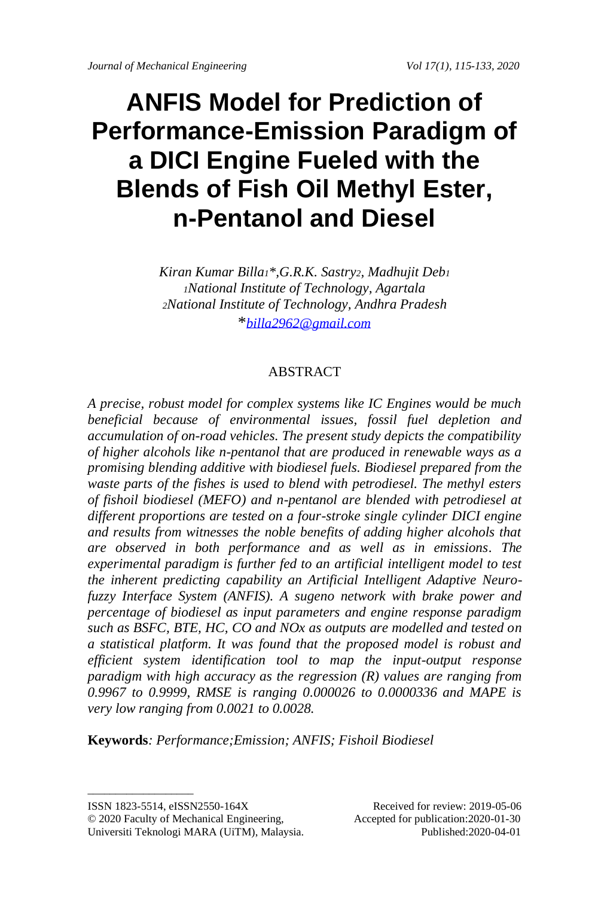# ANFIS Model for Prediction of Performance-Emission Paradigm of a DICI Engine Fueled with the Blends of Fish Oil Methyl Ester, n-Pentanol and Diesel

*Kiran Kumar Billa[1]\*, G.R.K. Sastry[2], Madhujit Deb[1]*
*[1]National Institute of Technology, Agartala*
*[2]National Institute of Technology, Andhra Pradesh*
*\*billa2962@gmail.com*

## ABSTRACT

*A precise, robust model for complex systems like IC Engines would be much beneficial because of environmental issues, fossil fuel depletion and accumulation of on-road vehicles. The present study depicts the compatibility of higher alcohols like n-pentanol that are produced in renewable ways as a promising blending additive with biodiesel fuels. Biodiesel prepared from the waste parts of the fishes is used to blend with petrodiesel. The methyl esters of fishoil biodiesel (MEFO) and n-pentanol are blended with petrodiesel at different proportions are tested on a four-stroke single cylinder DICI engine and results from witnesses the noble benefits of adding higher alcohols that are observed in both performance and as well as in emissions. The experimental paradigm is further fed to an artificial intelligent model to test the inherent predicting capability an Artificial Intelligent Adaptive Neuro-fuzzy Interface System (ANFIS). A sugeno network with brake power and percentage of biodiesel as input parameters and engine response paradigm such as BSFC, BTE, HC, CO and NOx as outputs are modelled and tested on a statistical platform. It was found that the proposed model is robust and efficient system identification tool to map the input-output response paradigm with high accuracy as the regression (R) values are ranging from 0.9967 to 0.9999, RMSE is ranging 0.000026 to 0.0000336 and MAPE is very low ranging from 0.0021 to 0.0028.*

**Keywords**: *Performance; Emission; ANFIS; Fishoil Biodiesel*

---

ISSN 1823-5514, eISSN2550-164X
© 2020 Faculty of Mechanical Engineering, Universiti Teknologi MARA (UiTM), Malaysia.

Received for review: 2019-05-06
Accepted for publication: 2020-01-30
Published: 2020-04-01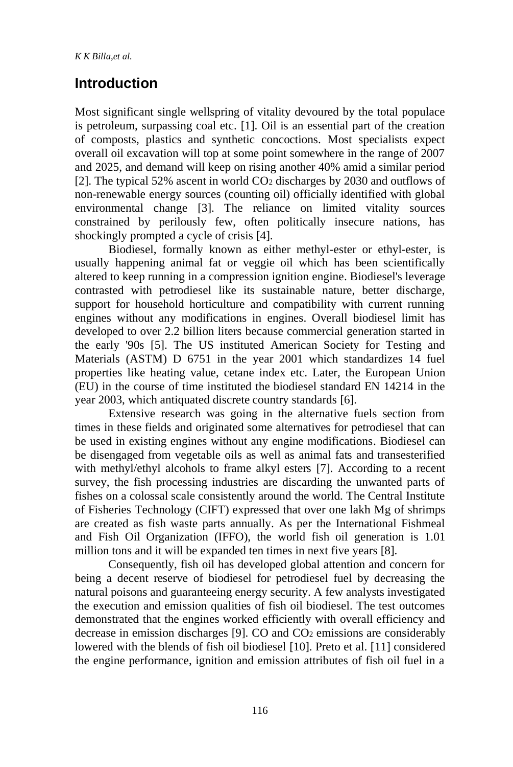## Introduction

Most significant single wellspring of vitality devoured by the total populace is petroleum, surpassing coal etc. [1]. Oil is an essential part of the creation of composts, plastics and synthetic concoctions. Most specialists expect overall oil excavation will top at some point somewhere in the range of 2007 and 2025, and demand will keep on rising another 40% amid a similar period [2]. The typical 52% ascent in world $CO_2$ discharges by 2030 and outflows of non-renewable energy sources (counting oil) officially identified with global environmental change [3]. The reliance on limited vitality sources constrained by perilously few, often politically insecure nations, has shockingly prompted a cycle of crisis [4].

Biodiesel, formally known as either methyl-ester or ethyl-ester, is usually happening animal fat or veggie oil which has been scientifically altered to keep running in a compression ignition engine. Biodiesel's leverage contrasted with petrodiesel like its sustainable nature, better discharge, support for household horticulture and compatibility with current running engines without any modifications in engines. Overall biodiesel limit has developed to over 2.2 billion liters because commercial generation started in the early '90s [5]. The US instituted American Society for Testing and Materials (ASTM) D 6751 in the year 2001 which standardizes 14 fuel properties like heating value, cetane index etc. Later, the European Union (EU) in the course of time instituted the biodiesel standard EN 14214 in the year 2003, which antiquated discrete country standards [6].

Extensive research was going in the alternative fuels section from times in these fields and originated some alternatives for petrodiesel that can be used in existing engines without any engine modifications. Biodiesel can be disengaged from vegetable oils as well as animal fats and transesterified with methyl/ethyl alcohols to frame alkyl esters [7]. According to a recent survey, the fish processing industries are discarding the unwanted parts of fishes on a colossal scale consistently around the world. The Central Institute of Fisheries Technology (CIFT) expressed that over one lakh Mg of shrimps are created as fish waste parts annually. As per the International Fishmeal and Fish Oil Organization (IFFO), the world fish oil generation is 1.01 million tons and it will be expanded ten times in next five years [8].

Consequently, fish oil has developed global attention and concern for being a decent reserve of biodiesel for petrodiesel fuel by decreasing the natural poisons and guaranteeing energy security. A few analysts investigated the execution and emission qualities of fish oil biodiesel. The test outcomes demonstrated that the engines worked efficiently with overall efficiency and decrease in emission discharges [9]. CO and $CO_2$ emissions are considerably lowered with the blends of fish oil biodiesel [10]. Preto et al. [11] considered the engine performance, ignition and emission attributes of fish oil fuel in a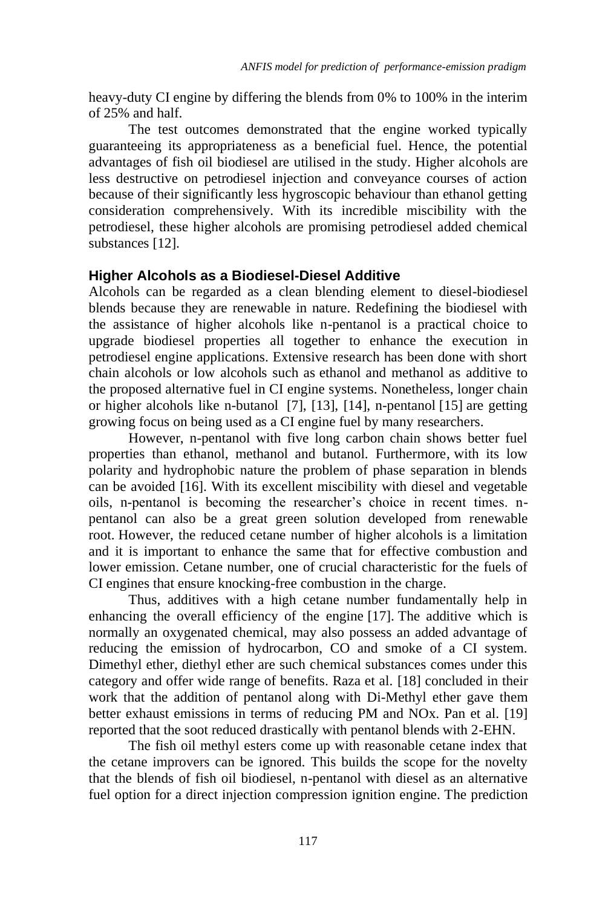heavy-duty CI engine by differing the blends from 0% to 100% in the interim of 25% and half.

The test outcomes demonstrated that the engine worked typically guaranteeing its appropriateness as a beneficial fuel. Hence, the potential advantages of fish oil biodiesel are utilised in the study. Higher alcohols are less destructive on petrodiesel injection and conveyance courses of action because of their significantly less hygroscopic behaviour than ethanol getting consideration comprehensively. With its incredible miscibility with the petrodiesel, these higher alcohols are promising petrodiesel added chemical substances [12].

## Higher Alcohols as a Biodiesel-Diesel Additive

Alcohols can be regarded as a clean blending element to diesel-biodiesel blends because they are renewable in nature. Redefining the biodiesel with the assistance of higher alcohols like n-pentanol is a practical choice to upgrade biodiesel properties all together to enhance the execution in petrodiesel engine applications. Extensive research has been done with short chain alcohols or low alcohols such as ethanol and methanol as additive to the proposed alternative fuel in CI engine systems. Nonetheless, longer chain or higher alcohols like n-butanol [7], [13], [14], n-pentanol [15] are getting growing focus on being used as a CI engine fuel by many researchers.

However, n-pentanol with five long carbon chain shows better fuel properties than ethanol, methanol and butanol. Furthermore, with its low polarity and hydrophobic nature the problem of phase separation in blends can be avoided [16]. With its excellent miscibility with diesel and vegetable oils, n-pentanol is becoming the researcher's choice in recent times. n-pentanol can also be a great green solution developed from renewable root. However, the reduced cetane number of higher alcohols is a limitation and it is important to enhance the same that for effective combustion and lower emission. Cetane number, one of crucial characteristic for the fuels of CI engines that ensure knocking-free combustion in the charge.

Thus, additives with a high cetane number fundamentally help in enhancing the overall efficiency of the engine [17]. The additive which is normally an oxygenated chemical, may also possess an added advantage of reducing the emission of hydrocarbon, CO and smoke of a CI system. Dimethyl ether, diethyl ether are such chemical substances comes under this category and offer wide range of benefits. Raza et al. [18] concluded in their work that the addition of pentanol along with Di-Methyl ether gave them better exhaust emissions in terms of reducing PM and NOx. Pan et al. [19] reported that the soot reduced drastically with pentanol blends with 2-EHN.

The fish oil methyl esters come up with reasonable cetane index that the cetane improvers can be ignored. This builds the scope for the novelty that the blends of fish oil biodiesel, n-pentanol with diesel as an alternative fuel option for a direct injection compression ignition engine. The prediction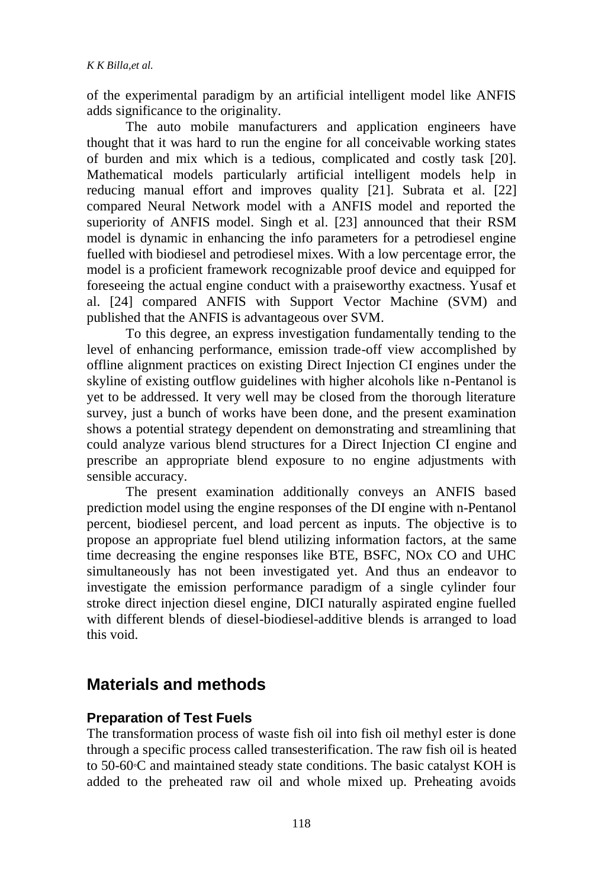of the experimental paradigm by an artificial intelligent model like ANFIS adds significance to the originality.

The auto mobile manufacturers and application engineers have thought that it was hard to run the engine for all conceivable working states of burden and mix which is a tedious, complicated and costly task [20]. Mathematical models particularly artificial intelligent models help in reducing manual effort and improves quality [21]. Subrata et al. [22] compared Neural Network model with a ANFIS model and reported the superiority of ANFIS model. Singh et al. [23] announced that their RSM model is dynamic in enhancing the info parameters for a petrodiesel engine fuelled with biodiesel and petrodiesel mixes. With a low percentage error, the model is a proficient framework recognizable proof device and equipped for foreseeing the actual engine conduct with a praiseworthy exactness. Yusaf et al. [24] compared ANFIS with Support Vector Machine (SVM) and published that the ANFIS is advantageous over SVM.

To this degree, an express investigation fundamentally tending to the level of enhancing performance, emission trade-off view accomplished by offline alignment practices on existing Direct Injection CI engines under the skyline of existing outflow guidelines with higher alcohols like n-Pentanol is yet to be addressed. It very well may be closed from the thorough literature survey, just a bunch of works have been done, and the present examination shows a potential strategy dependent on demonstrating and streamlining that could analyze various blend structures for a Direct Injection CI engine and prescribe an appropriate blend exposure to no engine adjustments with sensible accuracy.

The present examination additionally conveys an ANFIS based prediction model using the engine responses of the DI engine with n-Pentanol percent, biodiesel percent, and load percent as inputs. The objective is to propose an appropriate fuel blend utilizing information factors, at the same time decreasing the engine responses like BTE, BSFC, NOx CO and UHC simultaneously has not been investigated yet. And thus an endeavor to investigate the emission performance paradigm of a single cylinder four stroke direct injection diesel engine, DICI naturally aspirated engine fuelled with different blends of diesel-biodiesel-additive blends is arranged to load this void.

## Materials and methods

### Preparation of Test Fuels

The transformation process of waste fish oil into fish oil methyl ester is done through a specific process called transesterification. The raw fish oil is heated to 50-60◦C and maintained steady state conditions. The basic catalyst KOH is added to the preheated raw oil and whole mixed up. Preheating avoids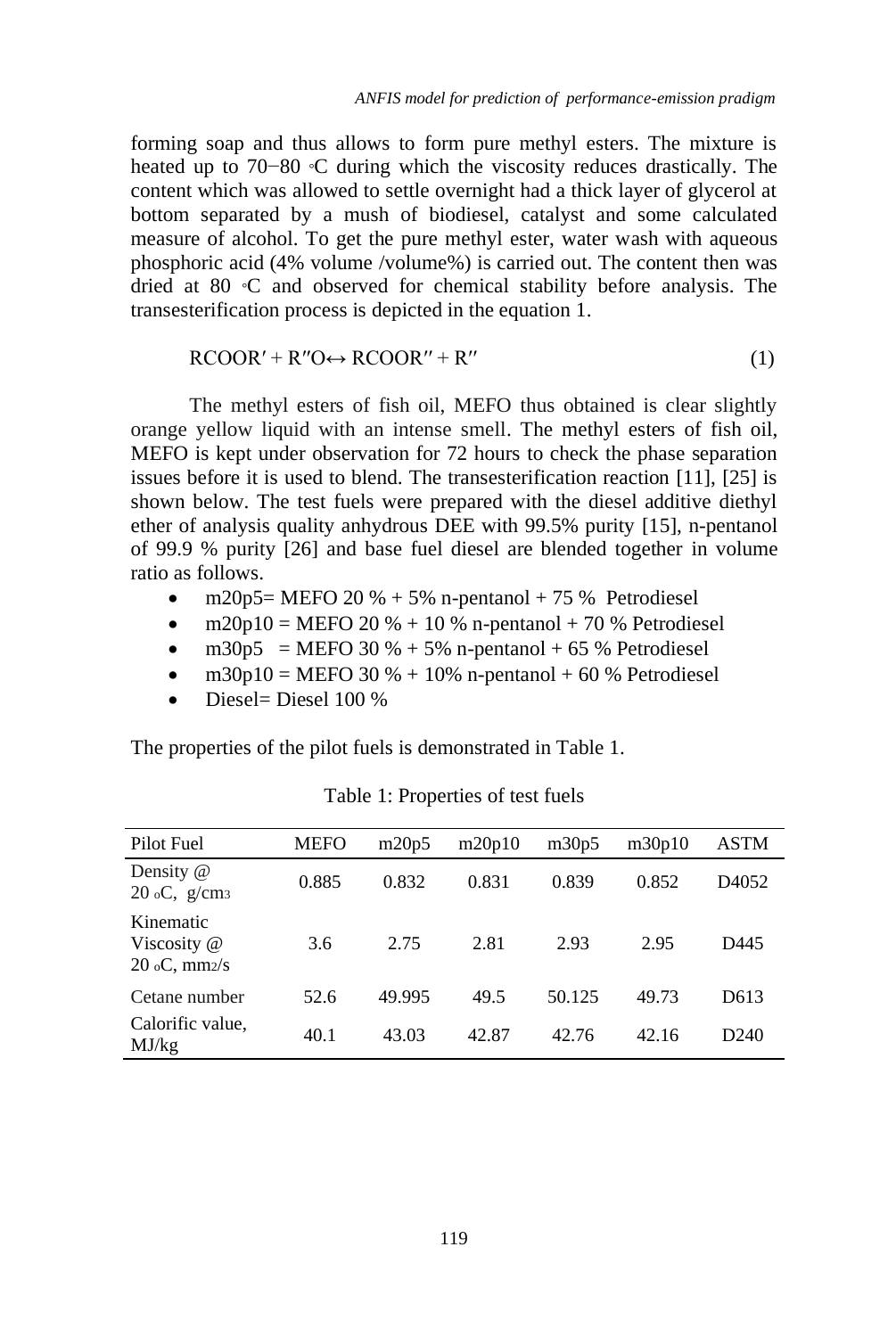forming soap and thus allows to form pure methyl esters. The mixture is heated up to 70−80 ◦C during which the viscosity reduces drastically. The content which was allowed to settle overnight had a thick layer of glycerol at bottom separated by a mush of biodiesel, catalyst and some calculated measure of alcohol. To get the pure methyl ester, water wash with aqueous phosphoric acid (4% volume /volume%) is carried out. The content then was dried at 80 ◦C and observed for chemical stability before analysis. The transesterification process is depicted in the equation 1.

$$RCOOR' + R''O \leftrightarrow RCOOR'' + R'' \quad (1)$$

The methyl esters of fish oil, MEFO thus obtained is clear slightly orange yellow liquid with an intense smell. The methyl esters of fish oil, MEFO is kept under observation for 72 hours to check the phase separation issues before it is used to blend. The transesterification reaction [11], [25] is shown below. The test fuels were prepared with the diesel additive diethyl ether of analysis quality anhydrous DEE with 99.5% purity [15], n-pentanol of 99.9 % purity [26] and base fuel diesel are blended together in volume ratio as follows.

- m20p5= MEFO 20 % + 5% n-pentanol + 75 % Petrodiesel
- m20p10 = MEFO 20 % + 10 % n-pentanol + 70 % Petrodiesel
- m30p5 = MEFO 30 % + 5% n-pentanol + 65 % Petrodiesel
- m30p10 = MEFO 30 % + 10% n-pentanol + 60 % Petrodiesel
- Diesel= Diesel 100 %

The properties of the pilot fuels is demonstrated in Table 1.

Table 1: Properties of test fuels

| Pilot Fuel | MEFO | m20p5 | m20p10 | m30p5 | m30p10 | ASTM |
|---|---|---|---|---|---|---|
| Density @ 20 $_o$C, g/cm$_3$ | 0.885 | 0.832 | 0.831 | 0.839 | 0.852 | D4052 |
| Kinematic Viscosity @ 20 $_o$C, mm$_2$/s | 3.6 | 2.75 | 2.81 | 2.93 | 2.95 | D445 |
| Cetane number | 52.6 | 49.995 | 49.5 | 50.125 | 49.73 | D613 |
| Calorific value, MJ/kg | 40.1 | 43.03 | 42.87 | 42.76 | 42.16 | D240 |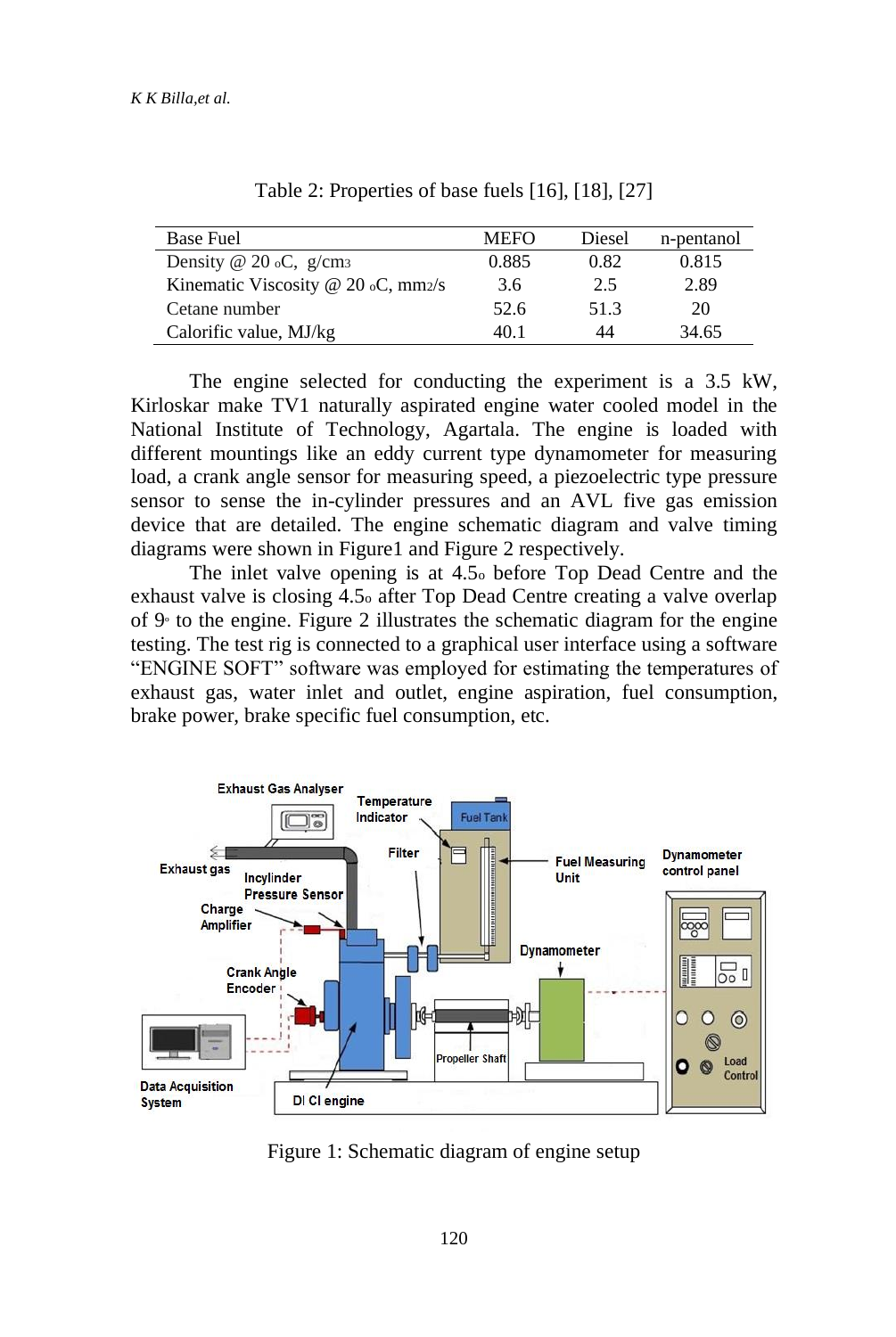Table 2: Properties of base fuels [16], [18], [27]

| Base Fuel | MEFO | Diesel | n-pentanol |
|---|---|---|---|
| Density @ 20 $^oC$, $g/cm^3$ | 0.885 | 0.82 | 0.815 |
| Kinematic Viscosity @ 20 $^oC$, $mm^2/s$ | 3.6 | 2.5 | 2.89 |
| Cetane number | 52.6 | 51.3 | 20 |
| Calorific value, MJ/kg | 40.1 | 44 | 34.65 |

The engine selected for conducting the experiment is a 3.5 kW, Kirloskar make TV1 naturally aspirated engine water cooled model in the National Institute of Technology, Agartala. The engine is loaded with different mountings like an eddy current type dynamometer for measuring load, a crank angle sensor for measuring speed, a piezoelectric type pressure sensor to sense the in-cylinder pressures and an AVL five gas emission device that are detailed. The engine schematic diagram and valve timing diagrams were shown in Figure1 and Figure 2 respectively.

The inlet valve opening is at 4.5$^o$ before Top Dead Centre and the exhaust valve is closing 4.5$^o$ after Top Dead Centre creating a valve overlap of 9$^o$ to the engine. Figure 2 illustrates the schematic diagram for the engine testing. The test rig is connected to a graphical user interface using a software "ENGINE SOFT" software was employed for estimating the temperatures of exhaust gas, water inlet and outlet, engine aspiration, fuel consumption, brake power, brake specific fuel consumption, etc.

Figure 1: Schematic diagram of engine setup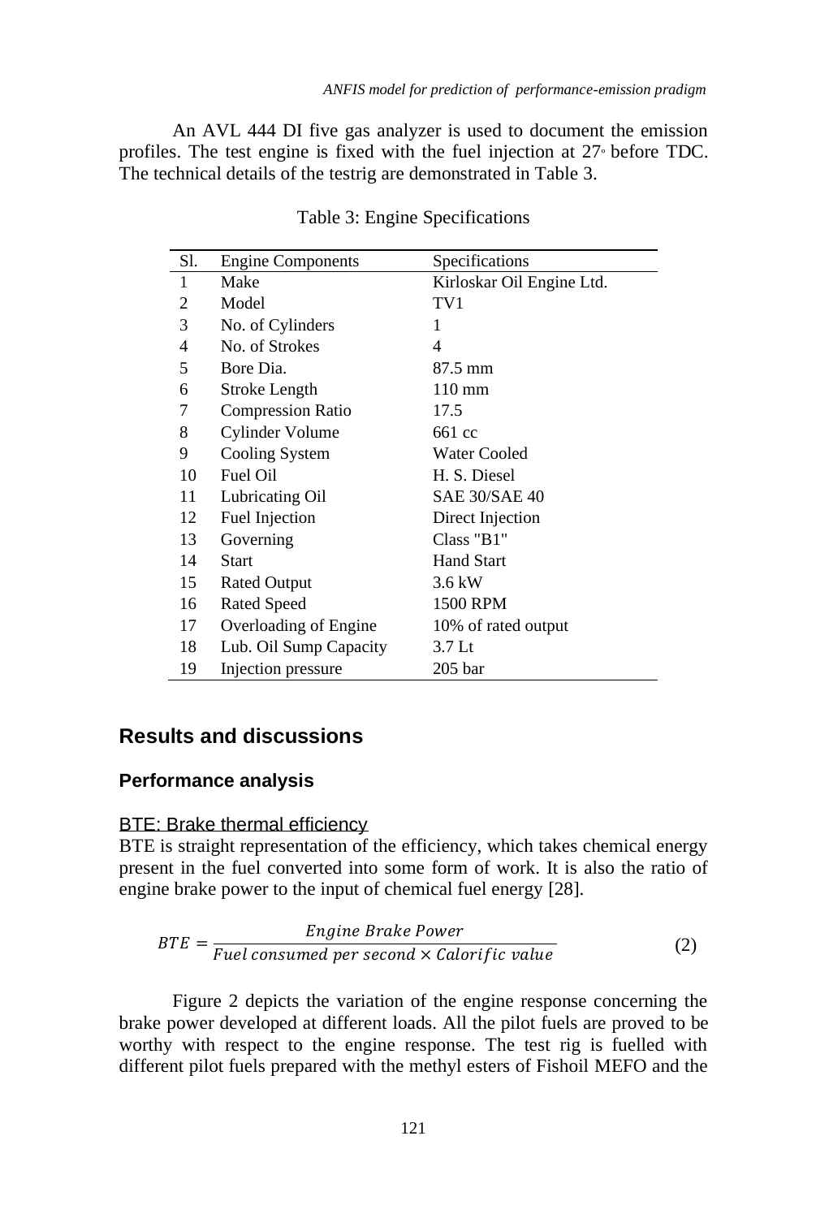An AVL 444 DI five gas analyzer is used to document the emission profiles. The test engine is fixed with the fuel injection at 27° before TDC. The technical details of the testrig are demonstrated in Table 3.

Table 3: Engine Specifications

| Sl. | Engine Components | Specifications |
|---|---|---|
| 1 | Make | Kirloskar Oil Engine Ltd. |
| 2 | Model | TV1 |
| 3 | No. of Cylinders | 1 |
| 4 | No. of Strokes | 4 |
| 5 | Bore Dia. | 87.5 mm |
| 6 | Stroke Length | 110 mm |
| 7 | Compression Ratio | 17.5 |
| 8 | Cylinder Volume | 661 cc |
| 9 | Cooling System | Water Cooled |
| 10 | Fuel Oil | H. S. Diesel |
| 11 | Lubricating Oil | SAE 30/SAE 40 |
| 12 | Fuel Injection | Direct Injection |
| 13 | Governing | Class "B1" |
| 14 | Start | Hand Start |
| 15 | Rated Output | 3.6 kW |
| 16 | Rated Speed | 1500 RPM |
| 17 | Overloading of Engine | 10% of rated output |
| 18 | Lub. Oil Sump Capacity | 3.7 Lt |
| 19 | Injection pressure | 205 bar |

## Results and discussions

### Performance analysis

#### BTE: Brake thermal efficiency

BTE is straight representation of the efficiency, which takes chemical energy present in the fuel converted into some form of work. It is also the ratio of engine brake power to the input of chemical fuel energy [28].

$$BTE = \frac{Engine\ Brake\ Power}{Fuel\ consumed\ per\ second \times Calorific\ value} \quad (2)$$

Figure 2 depicts the variation of the engine response concerning the brake power developed at different loads. All the pilot fuels are proved to be worthy with respect to the engine response. The test rig is fuelled with different pilot fuels prepared with the methyl esters of Fishoil MEFO and the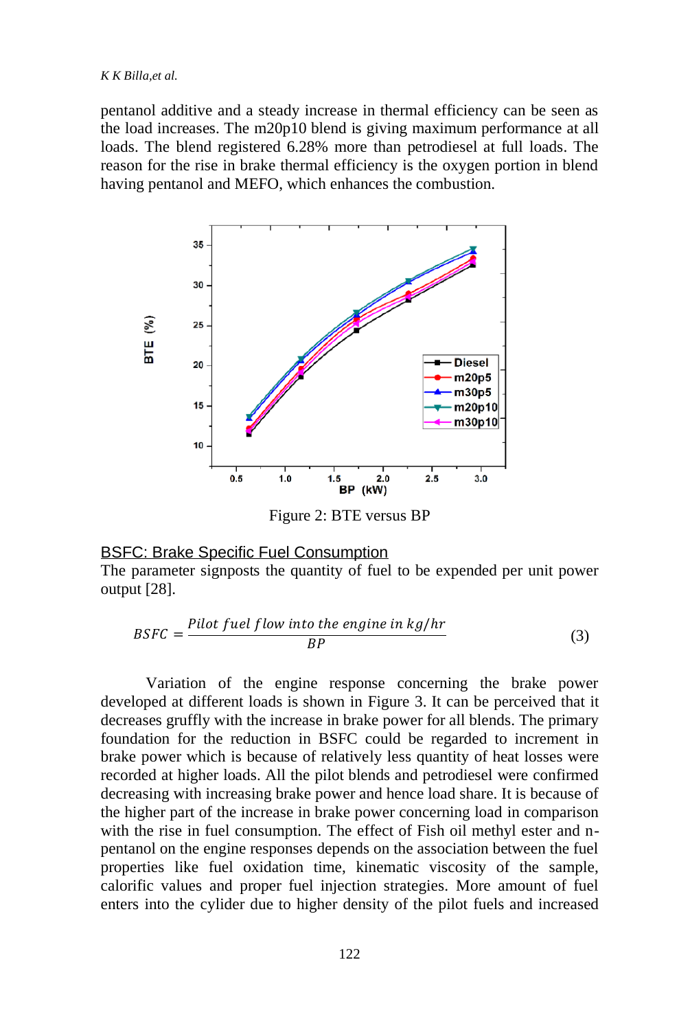pentanol additive and a steady increase in thermal efficiency can be seen as the load increases. The m20p10 blend is giving maximum performance at all loads. The blend registered 6.28% more than petrodiesel at full loads. The reason for the rise in brake thermal efficiency is the oxygen portion in blend having pentanol and MEFO, which enhances the combustion.

Figure 2: BTE versus BP

## BSFC: Brake Specific Fuel Consumption

The parameter signposts the quantity of fuel to be expended per unit power output [28].

$$BSFC = \frac{Pilot\ fuel\ flow\ into\ the\ engine\ in\ kg/hr}{BP} \quad (3)$$

Variation of the engine response concerning the brake power developed at different loads is shown in Figure 3. It can be perceived that it decreases gruffly with the increase in brake power for all blends. The primary foundation for the reduction in BSFC could be regarded to increment in brake power which is because of relatively less quantity of heat losses were recorded at higher loads. All the pilot blends and petrodiesel were confirmed decreasing with increasing brake power and hence load share. It is because of the higher part of the increase in brake power concerning load in comparison with the rise in fuel consumption. The effect of Fish oil methyl ester and n-pentanol on the engine responses depends on the association between the fuel properties like fuel oxidation time, kinematic viscosity of the sample, calorific values and proper fuel injection strategies. More amount of fuel enters into the cylider due to higher density of the pilot fuels and increased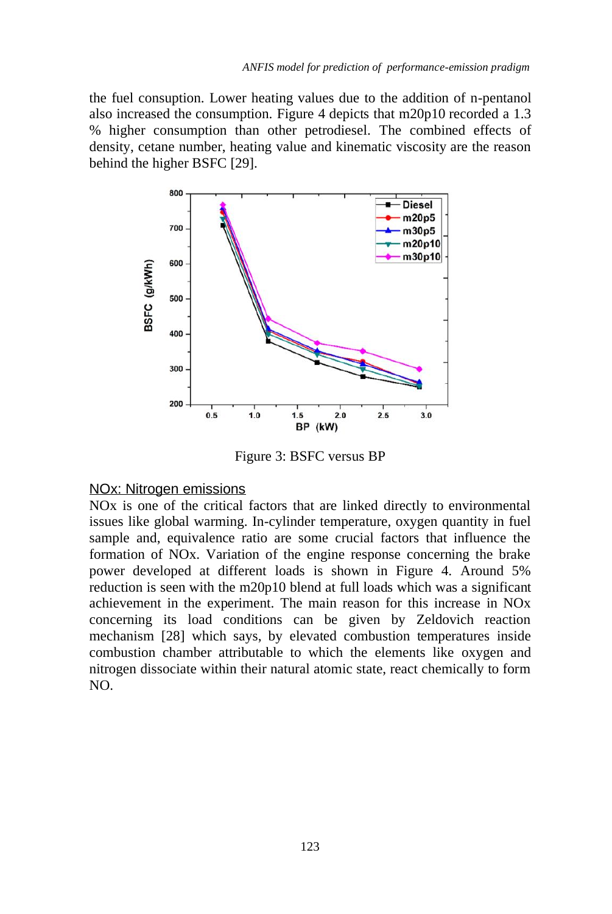the fuel consuption. Lower heating values due to the addition of n-pentanol also increased the consumption. Figure 4 depicts that m20p10 recorded a 1.3 % higher consumption than other petrodiesel. The combined effects of density, cetane number, heating value and kinematic viscosity are the reason behind the higher BSFC [29].

Figure 3: BSFC versus BP

## NOx: Nitrogen emissions

NOx is one of the critical factors that are linked directly to environmental issues like global warming. In-cylinder temperature, oxygen quantity in fuel sample and, equivalence ratio are some crucial factors that influence the formation of NOx. Variation of the engine response concerning the brake power developed at different loads is shown in Figure 4. Around 5% reduction is seen with the m20p10 blend at full loads which was a significant achievement in the experiment. The main reason for this increase in NOx concerning its load conditions can be given by Zeldovich reaction mechanism [28] which says, by elevated combustion temperatures inside combustion chamber attributable to which the elements like oxygen and nitrogen dissociate within their natural atomic state, react chemically to form NO.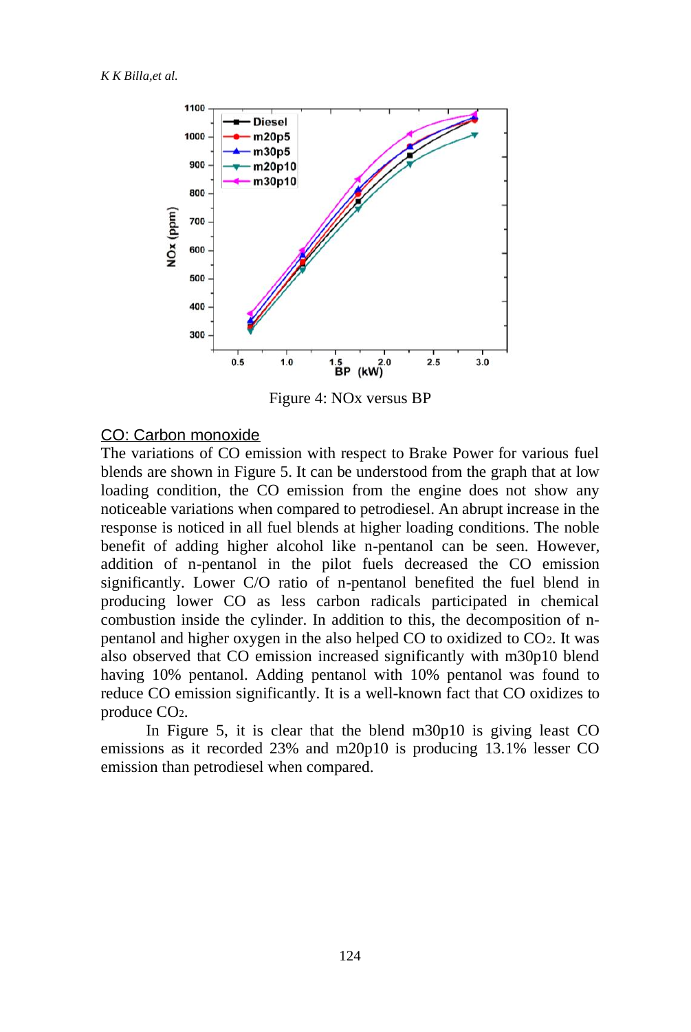Figure 4: NOx versus BP

CO: Carbon monoxide

The variations of CO emission with respect to Brake Power for various fuel blends are shown in Figure 5. It can be understood from the graph that at low loading condition, the CO emission from the engine does not show any noticeable variations when compared to petrodiesel. An abrupt increase in the response is noticed in all fuel blends at higher loading conditions. The noble benefit of adding higher alcohol like n-pentanol can be seen. However, addition of n-pentanol in the pilot fuels decreased the CO emission significantly. Lower C/O ratio of n-pentanol benefited the fuel blend in producing lower CO as less carbon radicals participated in chemical combustion inside the cylinder. In addition to this, the decomposition of n-pentanol and higher oxygen in the also helped CO to oxidized to $CO_2$. It was also observed that CO emission increased significantly with m30p10 blend having 10% pentanol. Adding pentanol with 10% pentanol was found to reduce CO emission significantly. It is a well-known fact that CO oxidizes to produce $CO_2$.

In Figure 5, it is clear that the blend m30p10 is giving least CO emissions as it recorded 23% and m20p10 is producing 13.1% lesser CO emission than petrodiesel when compared.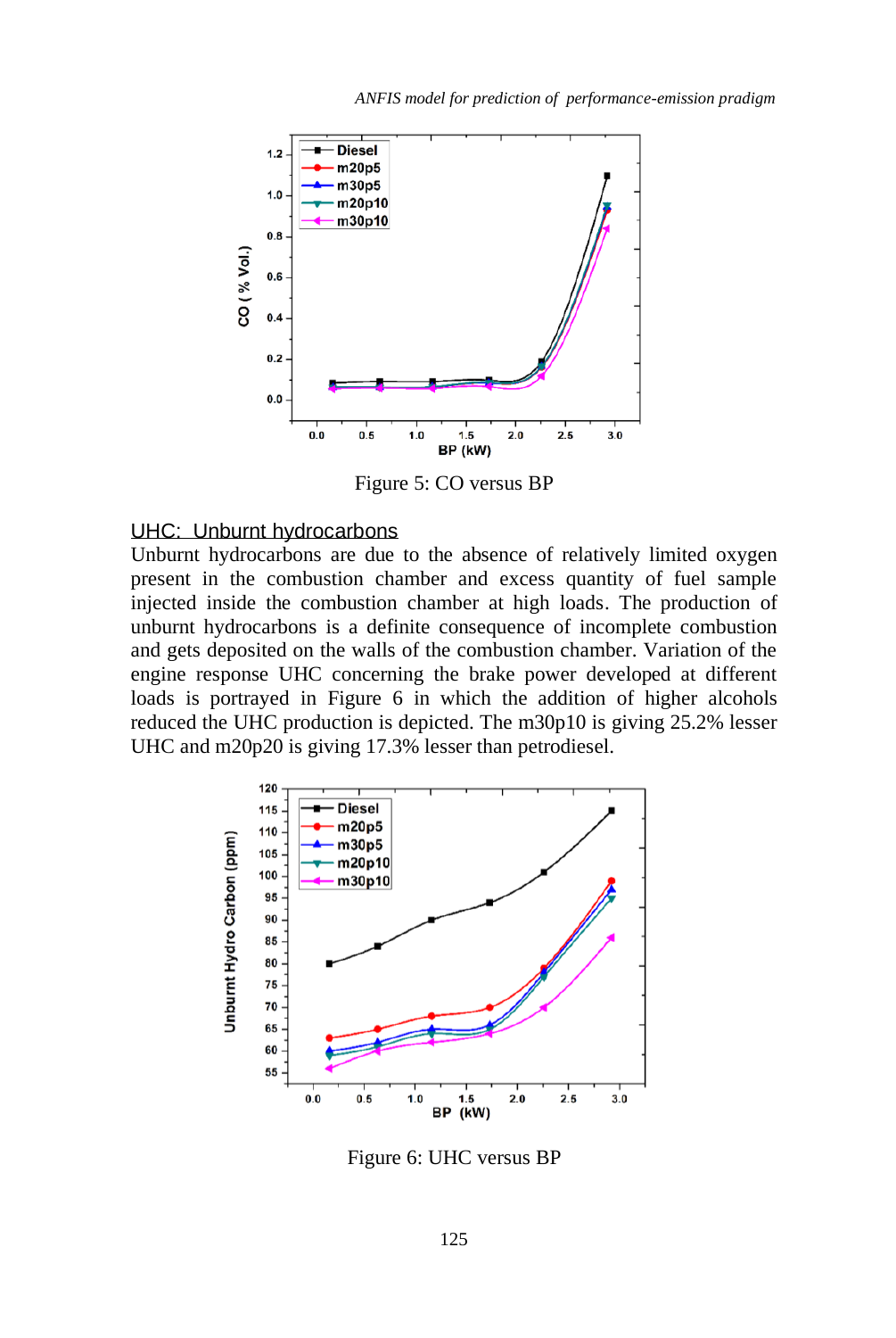Figure 5: CO versus BP

## UHC: Unburnt hydrocarbons

Unburnt hydrocarbons are due to the absence of relatively limited oxygen present in the combustion chamber and excess quantity of fuel sample injected inside the combustion chamber at high loads. The production of unburnt hydrocarbons is a definite consequence of incomplete combustion and gets deposited on the walls of the combustion chamber. Variation of the engine response UHC concerning the brake power developed at different loads is portrayed in Figure 6 in which the addition of higher alcohols reduced the UHC production is depicted. The m30p10 is giving 25.2% lesser UHC and m20p20 is giving 17.3% lesser than petrodiesel.

Figure 6: UHC versus BP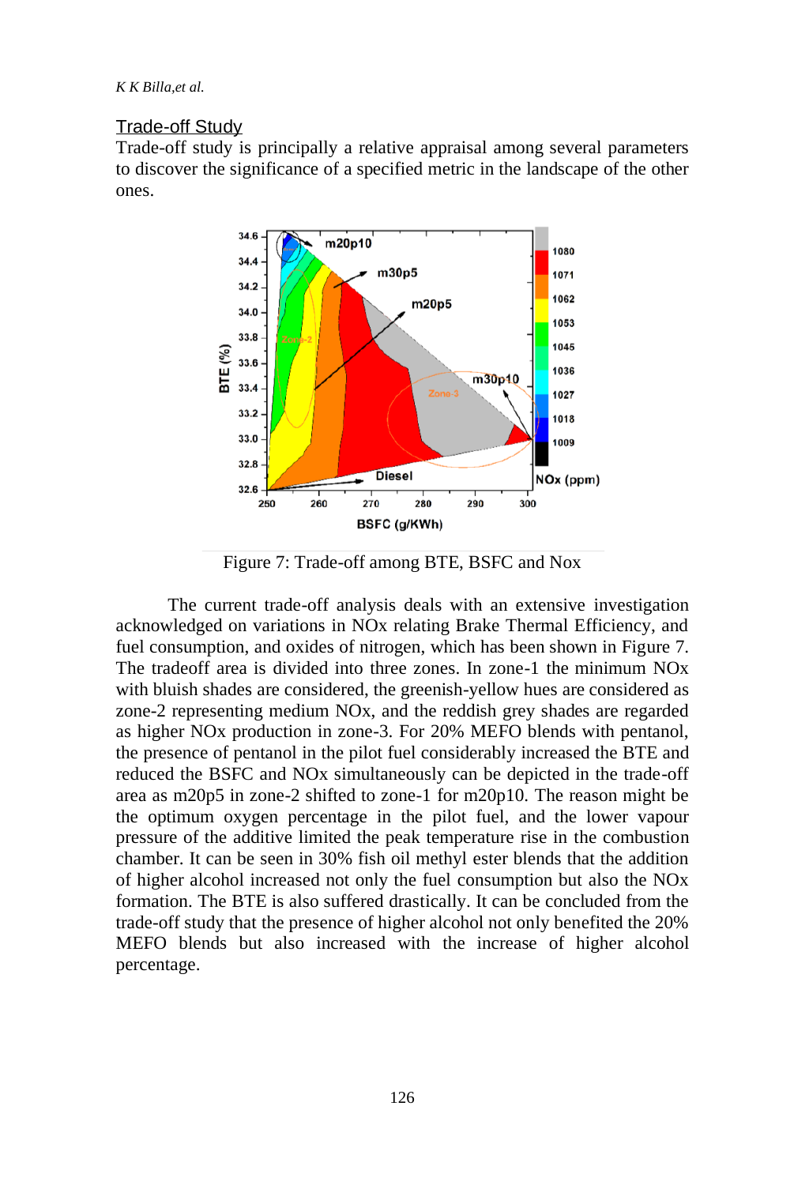## Trade-off Study

Trade-off study is principally a relative appraisal among several parameters to discover the significance of a specified metric in the landscape of the other ones.

Figure 7: Trade-off among BTE, BSFC and Nox

The current trade-off analysis deals with an extensive investigation acknowledged on variations in NOx relating Brake Thermal Efficiency, and fuel consumption, and oxides of nitrogen, which has been shown in Figure 7. The tradeoff area is divided into three zones. In zone-1 the minimum NOx with bluish shades are considered, the greenish-yellow hues are considered as zone-2 representing medium NOx, and the reddish grey shades are regarded as higher NOx production in zone-3. For 20% MEFO blends with pentanol, the presence of pentanol in the pilot fuel considerably increased the BTE and reduced the BSFC and NOx simultaneously can be depicted in the trade-off area as m20p5 in zone-2 shifted to zone-1 for m20p10. The reason might be the optimum oxygen percentage in the pilot fuel, and the lower vapour pressure of the additive limited the peak temperature rise in the combustion chamber. It can be seen in 30% fish oil methyl ester blends that the addition of higher alcohol increased not only the fuel consumption but also the NOx formation. The BTE is also suffered drastically. It can be concluded from the trade-off study that the presence of higher alcohol not only benefited the 20% MEFO blends but also increased with the increase of higher alcohol percentage.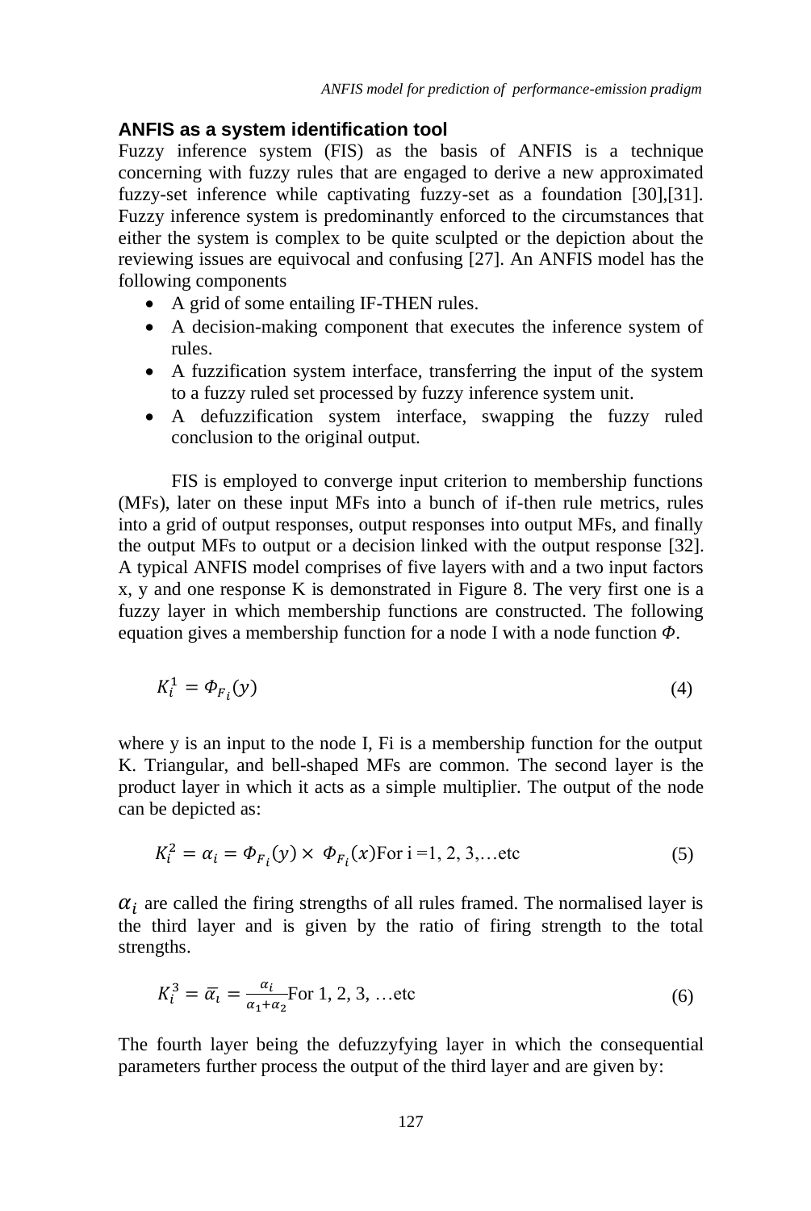## ANFIS as a system identification tool

Fuzzy inference system (FIS) as the basis of ANFIS is a technique concerning with fuzzy rules that are engaged to derive a new approximated fuzzy-set inference while captivating fuzzy-set as a foundation [30],[31]. Fuzzy inference system is predominantly enforced to the circumstances that either the system is complex to be quite sculpted or the depiction about the reviewing issues are equivocal and confusing [27]. An ANFIS model has the following components

- A grid of some entailing IF-THEN rules.
- A decision-making component that executes the inference system of rules.
- A fuzzification system interface, transferring the input of the system to a fuzzy ruled set processed by fuzzy inference system unit.
- A defuzzification system interface, swapping the fuzzy ruled conclusion to the original output.

FIS is employed to converge input criterion to membership functions (MFs), later on these input MFs into a bunch of if-then rule metrics, rules into a grid of output responses, output responses into output MFs, and finally the output MFs to output or a decision linked with the output response [32]. A typical ANFIS model comprises of five layers with and a two input factors x, y and one response K is demonstrated in Figure 8. The very first one is a fuzzy layer in which membership functions are constructed. The following equation gives a membership function for a node I with a node function $\Phi$.

$$K_i^1 = \Phi_{F_i}(y) \tag{4}$$

where y is an input to the node I, Fi is a membership function for the output K. Triangular, and bell-shaped MFs are common. The second layer is the product layer in which it acts as a simple multiplier. The output of the node can be depicted as:

$$K_i^2 = \alpha_i = \Phi_{F_i}(y) \times \Phi_{F_i}(x) \text{For i =1, 2, 3,…etc} \tag{5}$$

$\alpha_i$ are called the firing strengths of all rules framed. The normalised layer is the third layer and is given by the ratio of firing strength to the total strengths.

$$K_i^3 = \bar{\alpha}_i = \frac{\alpha_i}{\alpha_1+\alpha_2} \text{For 1, 2, 3, …etc} \tag{6}$$

The fourth layer being the defuzzyfying layer in which the consequential parameters further process the output of the third layer and are given by: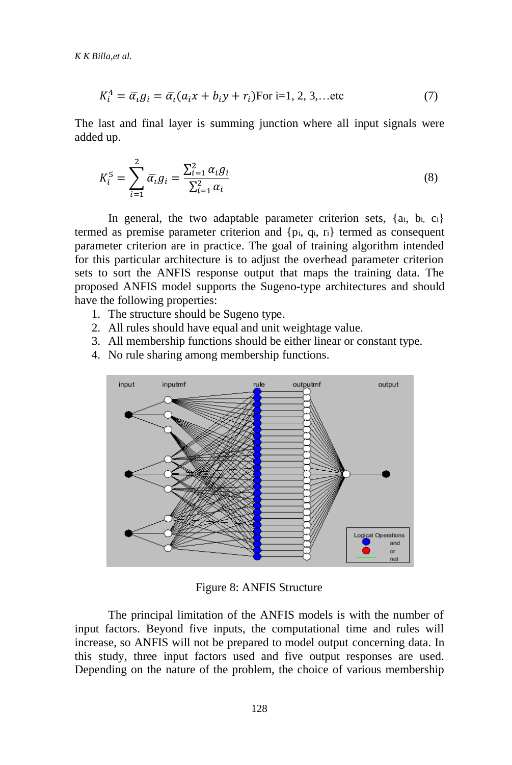$$K_i^4 = \bar{\alpha}_i g_i = \bar{\alpha}_i (a_i x + b_i y + r_i) \text{For i=1, 2, 3,…etc} \tag{7}$$

The last and final layer is summing junction where all input signals were added up.

$$K_i^5 = \sum_{i=1}^{2} \bar{\alpha}_i g_i = \frac{\sum_{i=1}^{2} \alpha_i g_i}{\sum_{i=1}^{2} \alpha_i} \tag{8}$$

In general, the two adaptable parameter criterion sets, {$a_i$, $b_i$, $c_i$} termed as premise parameter criterion and {$p_i$, $q_i$, $r_i$} termed as consequent parameter criterion are in practice. The goal of training algorithm intended for this particular architecture is to adjust the overhead parameter criterion sets to sort the ANFIS response output that maps the training data. The proposed ANFIS model supports the Sugeno-type architectures and should have the following properties:

1. The structure should be Sugeno type.
2. All rules should have equal and unit weightage value.
3. All membership functions should be either linear or constant type.
4. No rule sharing among membership functions.

Figure 8: ANFIS Structure

The principal limitation of the ANFIS models is with the number of input factors. Beyond five inputs, the computational time and rules will increase, so ANFIS will not be prepared to model output concerning data. In this study, three input factors used and five output responses are used. Depending on the nature of the problem, the choice of various membership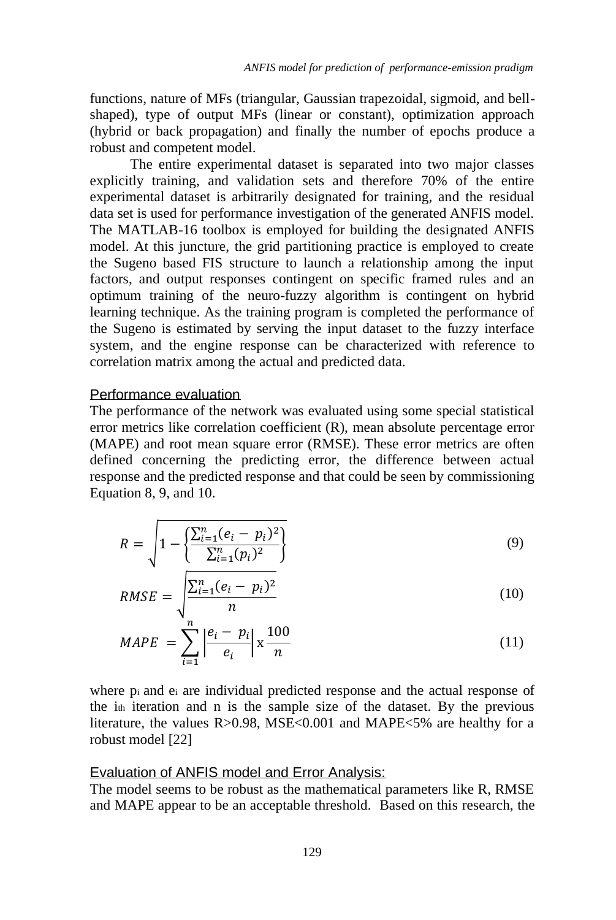functions, nature of MFs (triangular, Gaussian trapezoidal, sigmoid, and bell-shaped), type of output MFs (linear or constant), optimization approach (hybrid or back propagation) and finally the number of epochs produce a robust and competent model.

The entire experimental dataset is separated into two major classes explicitly training, and validation sets and therefore 70% of the entire experimental dataset is arbitrarily designated for training, and the residual data set is used for performance investigation of the generated ANFIS model. The MATLAB-16 toolbox is employed for building the designated ANFIS model. At this juncture, the grid partitioning practice is employed to create the Sugeno based FIS structure to launch a relationship among the input factors, and output responses contingent on specific framed rules and an optimum training of the neuro-fuzzy algorithm is contingent on hybrid learning technique. As the training program is completed the performance of the Sugeno is estimated by serving the input dataset to the fuzzy interface system, and the engine response can be characterized with reference to correlation matrix among the actual and predicted data.

## Performance evaluation

The performance of the network was evaluated using some special statistical error metrics like correlation coefficient (R), mean absolute percentage error (MAPE) and root mean square error (RMSE). These error metrics are often defined concerning the predicting error, the difference between actual response and the predicted response and that could be seen by commissioning Equation 8, 9, and 10.

$$R = \sqrt{1 - \left\{ \frac{\sum_{i=1}^{n} (e_i - p_i)^2}{\sum_{i=1}^{n} (p_i)^2} \right\}} \tag{9}$$

$$RMSE = \sqrt{\frac{\sum_{i=1}^{n} (e_i - p_i)^2}{n}} \tag{10}$$

$$MAPE = \sum_{i=1}^{n} \left| \frac{e_i - p_i}{e_i} \right| \text{x} \frac{100}{n} \tag{11}$$

where $p_i$ and $e_i$ are individual predicted response and the actual response of the $i_{th}$ iteration and n is the sample size of the dataset. By the previous literature, the values R>0.98, MSE<0.001 and MAPE<5% are healthy for a robust model [22]

## Evaluation of ANFIS model and Error Analysis:

The model seems to be robust as the mathematical parameters like R, RMSE and MAPE appear to be an acceptable threshold. Based on this research, the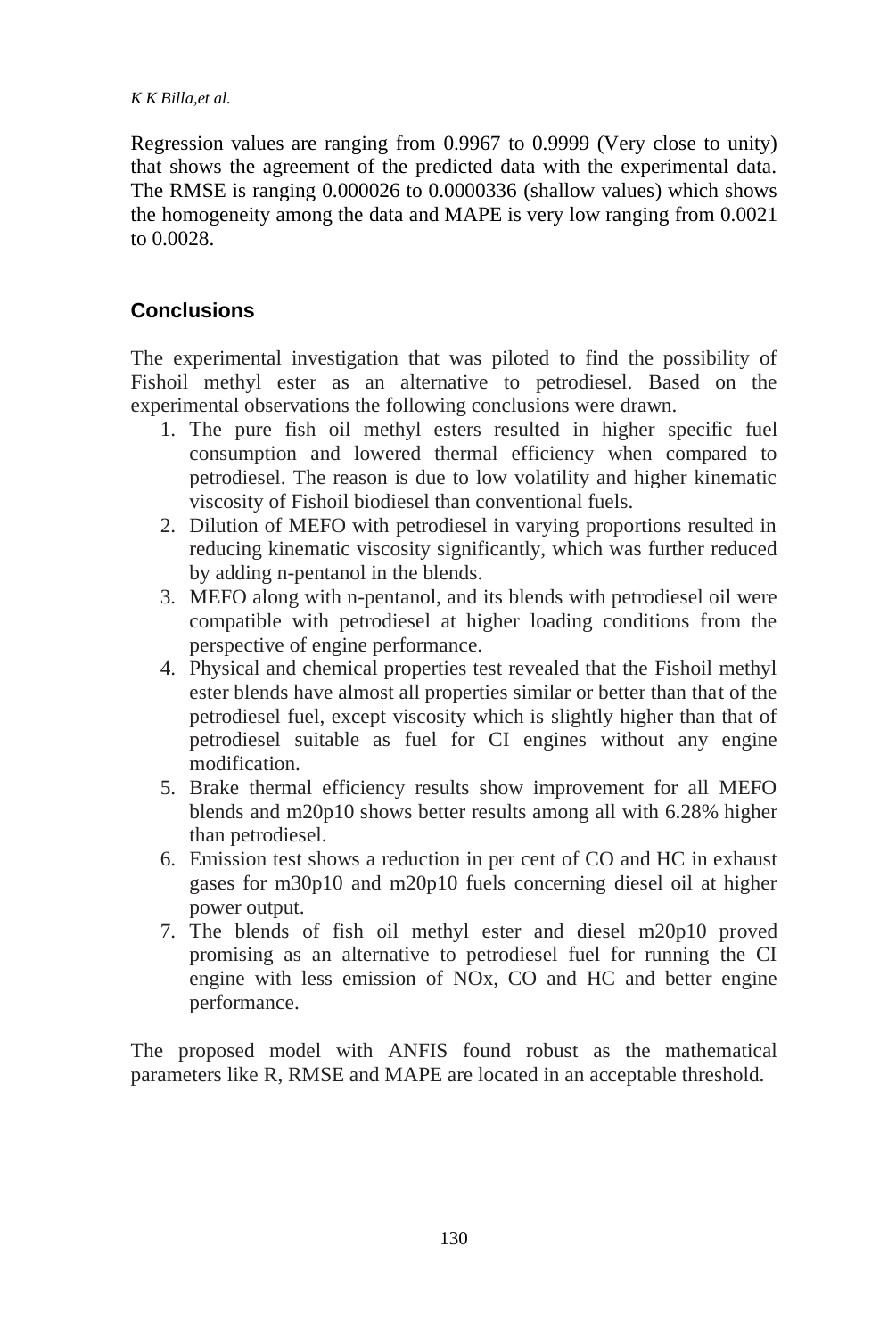Regression values are ranging from 0.9967 to 0.9999 (Very close to unity) that shows the agreement of the predicted data with the experimental data. The RMSE is ranging 0.000026 to 0.0000336 (shallow values) which shows the homogeneity among the data and MAPE is very low ranging from 0.0021 to 0.0028.

## Conclusions

The experimental investigation that was piloted to find the possibility of Fishoil methyl ester as an alternative to petrodiesel. Based on the experimental observations the following conclusions were drawn.

1. The pure fish oil methyl esters resulted in higher specific fuel consumption and lowered thermal efficiency when compared to petrodiesel. The reason is due to low volatility and higher kinematic viscosity of Fishoil biodiesel than conventional fuels.
2. Dilution of MEFO with petrodiesel in varying proportions resulted in reducing kinematic viscosity significantly, which was further reduced by adding n-pentanol in the blends.
3. MEFO along with n-pentanol, and its blends with petrodiesel oil were compatible with petrodiesel at higher loading conditions from the perspective of engine performance.
4. Physical and chemical properties test revealed that the Fishoil methyl ester blends have almost all properties similar or better than that of the petrodiesel fuel, except viscosity which is slightly higher than that of petrodiesel suitable as fuel for CI engines without any engine modification.
5. Brake thermal efficiency results show improvement for all MEFO blends and m20p10 shows better results among all with 6.28% higher than petrodiesel.
6. Emission test shows a reduction in per cent of CO and HC in exhaust gases for m30p10 and m20p10 fuels concerning diesel oil at higher power output.
7. The blends of fish oil methyl ester and diesel m20p10 proved promising as an alternative to petrodiesel fuel for running the CI engine with less emission of NOx, CO and HC and better engine performance.

The proposed model with ANFIS found robust as the mathematical parameters like R, RMSE and MAPE are located in an acceptable threshold.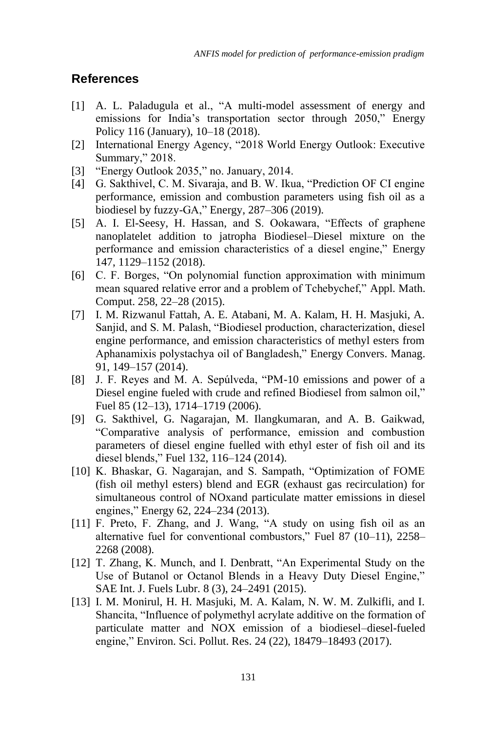## References

[1] A. L. Paladugula et al., "A multi-model assessment of energy and emissions for India's transportation sector through 2050," Energy Policy 116 (January), 10–18 (2018).

[2] International Energy Agency, "2018 World Energy Outlook: Executive Summary," 2018.

[3] "Energy Outlook 2035," no. January, 2014.

[4] G. Sakthivel, C. M. Sivaraja, and B. W. Ikua, "Prediction OF CI engine performance, emission and combustion parameters using fish oil as a biodiesel by fuzzy-GA," Energy, 287–306 (2019).

[5] A. I. El-Seesy, H. Hassan, and S. Ookawara, "Effects of graphene nanoplatelet addition to jatropha Biodiesel–Diesel mixture on the performance and emission characteristics of a diesel engine," Energy 147, 1129–1152 (2018).

[6] C. F. Borges, "On polynomial function approximation with minimum mean squared relative error and a problem of Tchebychef," Appl. Math. Comput. 258, 22–28 (2015).

[7] I. M. Rizwanul Fattah, A. E. Atabani, M. A. Kalam, H. H. Masjuki, A. Sanjid, and S. M. Palash, "Biodiesel production, characterization, diesel engine performance, and emission characteristics of methyl esters from Aphanamixis polystachya oil of Bangladesh," Energy Convers. Manag. 91, 149–157 (2014).

[8] J. F. Reyes and M. A. Sepúlveda, "PM-10 emissions and power of a Diesel engine fueled with crude and refined Biodiesel from salmon oil," Fuel 85 (12–13), 1714–1719 (2006).

[9] G. Sakthivel, G. Nagarajan, M. Ilangkumaran, and A. B. Gaikwad, "Comparative analysis of performance, emission and combustion parameters of diesel engine fuelled with ethyl ester of fish oil and its diesel blends," Fuel 132, 116–124 (2014).

[10] K. Bhaskar, G. Nagarajan, and S. Sampath, "Optimization of FOME (fish oil methyl esters) blend and EGR (exhaust gas recirculation) for simultaneous control of NOxand particulate matter emissions in diesel engines," Energy 62, 224–234 (2013).

[11] F. Preto, F. Zhang, and J. Wang, "A study on using fish oil as an alternative fuel for conventional combustors," Fuel 87 (10–11), 2258–2268 (2008).

[12] T. Zhang, K. Munch, and I. Denbratt, "An Experimental Study on the Use of Butanol or Octanol Blends in a Heavy Duty Diesel Engine," SAE Int. J. Fuels Lubr. 8 (3), 24–2491 (2015).

[13] I. M. Monirul, H. H. Masjuki, M. A. Kalam, N. W. M. Zulkifli, and I. Shancita, "Influence of polymethyl acrylate additive on the formation of particulate matter and NOX emission of a biodiesel–diesel-fueled engine," Environ. Sci. Pollut. Res. 24 (22), 18479–18493 (2017).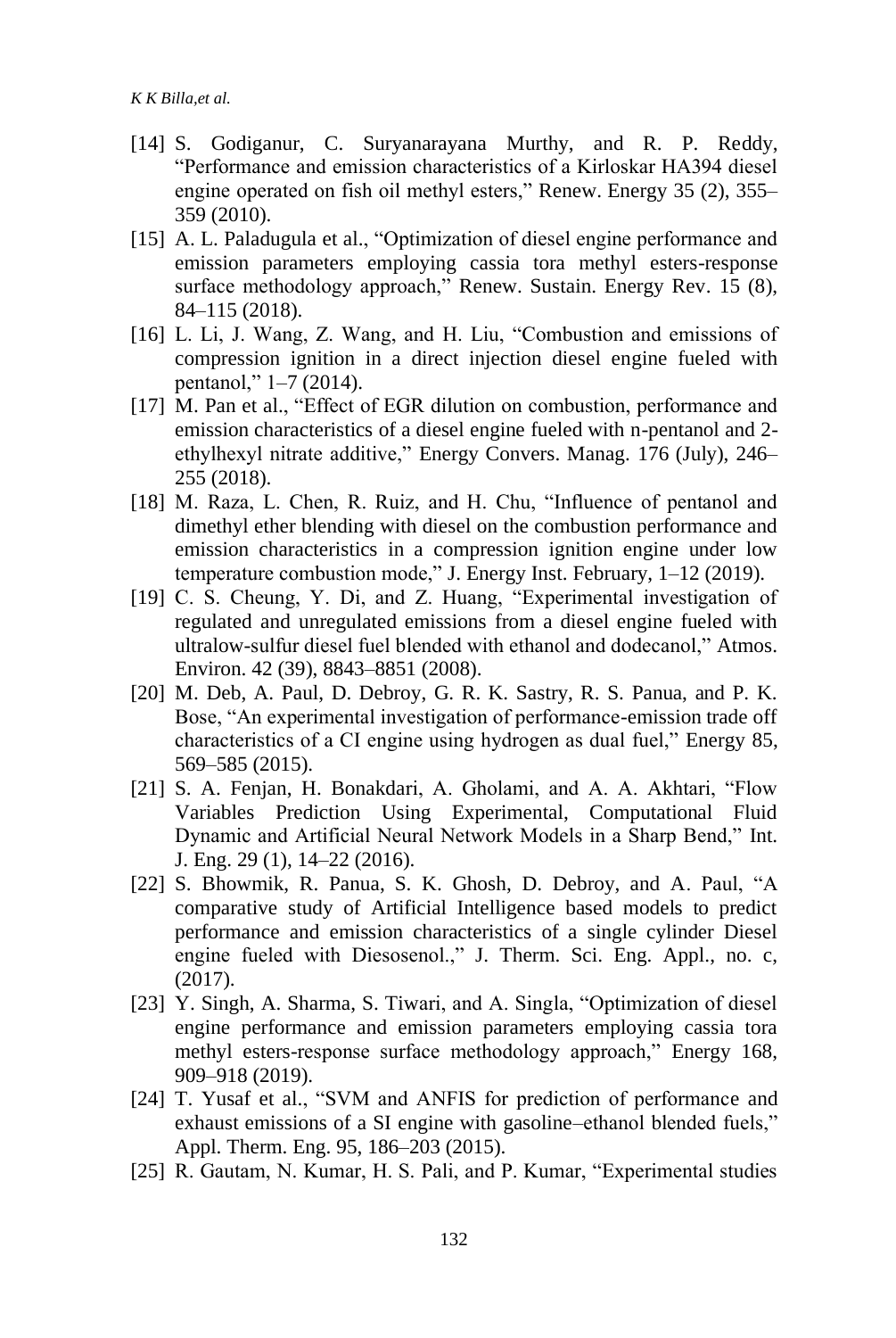[14] S. Godiganur, C. Suryanarayana Murthy, and R. P. Reddy, “Performance and emission characteristics of a Kirloskar HA394 diesel engine operated on fish oil methyl esters,” Renew. Energy 35 (2), 355–359 (2010).

[15] A. L. Paladugula et al., “Optimization of diesel engine performance and emission parameters employing cassia tora methyl esters-response surface methodology approach,” Renew. Sustain. Energy Rev. 15 (8), 84–115 (2018).

[16] L. Li, J. Wang, Z. Wang, and H. Liu, “Combustion and emissions of compression ignition in a direct injection diesel engine fueled with pentanol,” 1–7 (2014).

[17] M. Pan et al., “Effect of EGR dilution on combustion, performance and emission characteristics of a diesel engine fueled with n-pentanol and 2-ethylhexyl nitrate additive,” Energy Convers. Manag. 176 (July), 246–255 (2018).

[18] M. Raza, L. Chen, R. Ruiz, and H. Chu, “Influence of pentanol and dimethyl ether blending with diesel on the combustion performance and emission characteristics in a compression ignition engine under low temperature combustion mode,” J. Energy Inst. February, 1–12 (2019).

[19] C. S. Cheung, Y. Di, and Z. Huang, “Experimental investigation of regulated and unregulated emissions from a diesel engine fueled with ultralow-sulfur diesel fuel blended with ethanol and dodecanol,” Atmos. Environ. 42 (39), 8843–8851 (2008).

[20] M. Deb, A. Paul, D. Debroy, G. R. K. Sastry, R. S. Panua, and P. K. Bose, “An experimental investigation of performance-emission trade off characteristics of a CI engine using hydrogen as dual fuel,” Energy 85, 569–585 (2015).

[21] S. A. Fenjan, H. Bonakdari, A. Gholami, and A. A. Akhtari, “Flow Variables Prediction Using Experimental, Computational Fluid Dynamic and Artificial Neural Network Models in a Sharp Bend,” Int. J. Eng. 29 (1), 14–22 (2016).

[22] S. Bhowmik, R. Panua, S. K. Ghosh, D. Debroy, and A. Paul, “A comparative study of Artificial Intelligence based models to predict performance and emission characteristics of a single cylinder Diesel engine fueled with Diesosenol.,” J. Therm. Sci. Eng. Appl., no. c, (2017).

[23] Y. Singh, A. Sharma, S. Tiwari, and A. Singla, “Optimization of diesel engine performance and emission parameters employing cassia tora methyl esters-response surface methodology approach,” Energy 168, 909–918 (2019).

[24] T. Yusaf et al., “SVM and ANFIS for prediction of performance and exhaust emissions of a SI engine with gasoline–ethanol blended fuels,” Appl. Therm. Eng. 95, 186–203 (2015).

[25] R. Gautam, N. Kumar, H. S. Pali, and P. Kumar, “Experimental studies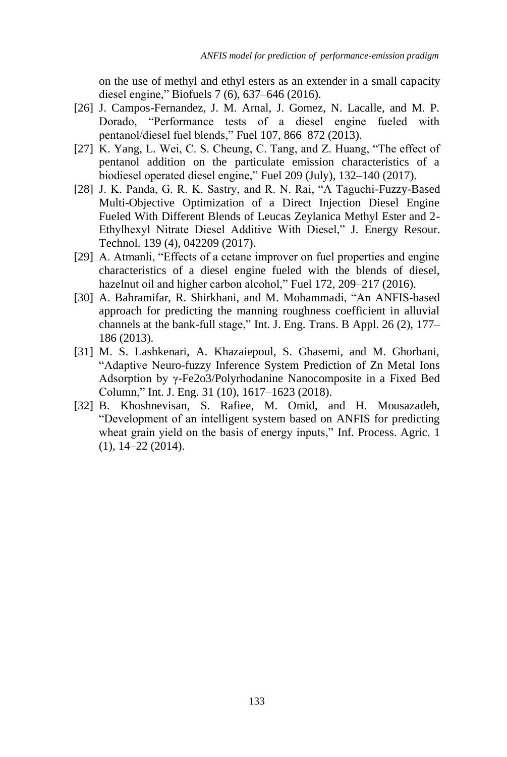on the use of methyl and ethyl esters as an extender in a small capacity diesel engine," Biofuels 7 (6), 637–646 (2016).

[26] J. Campos-Fernandez, J. M. Arnal, J. Gomez, N. Lacalle, and M. P. Dorado, "Performance tests of a diesel engine fueled with pentanol/diesel fuel blends," Fuel 107, 866–872 (2013).

[27] K. Yang, L. Wei, C. S. Cheung, C. Tang, and Z. Huang, "The effect of pentanol addition on the particulate emission characteristics of a biodiesel operated diesel engine," Fuel 209 (July), 132–140 (2017).

[28] J. K. Panda, G. R. K. Sastry, and R. N. Rai, "A Taguchi-Fuzzy-Based Multi-Objective Optimization of a Direct Injection Diesel Engine Fueled With Different Blends of Leucas Zeylanica Methyl Ester and 2-Ethylhexyl Nitrate Diesel Additive With Diesel," J. Energy Resour. Technol. 139 (4), 042209 (2017).

[29] A. Atmanli, "Effects of a cetane improver on fuel properties and engine characteristics of a diesel engine fueled with the blends of diesel, hazelnut oil and higher carbon alcohol," Fuel 172, 209–217 (2016).

[30] A. Bahramifar, R. Shirkhani, and M. Mohammadi, "An ANFIS-based approach for predicting the manning roughness coefficient in alluvial channels at the bank-full stage," Int. J. Eng. Trans. B Appl. 26 (2), 177–186 (2013).

[31] M. S. Lashkenari, A. Khazaiepoul, S. Ghasemi, and M. Ghorbani, "Adaptive Neuro-fuzzy Inference System Prediction of Zn Metal Ions Adsorption by γ-Fe2o3/Polyrhodanine Nanocomposite in a Fixed Bed Column," Int. J. Eng. 31 (10), 1617–1623 (2018).

[32] B. Khoshnevisan, S. Rafiee, M. Omid, and H. Mousazadeh, "Development of an intelligent system based on ANFIS for predicting wheat grain yield on the basis of energy inputs," Inf. Process. Agric. 1 (1), 14–22 (2014).